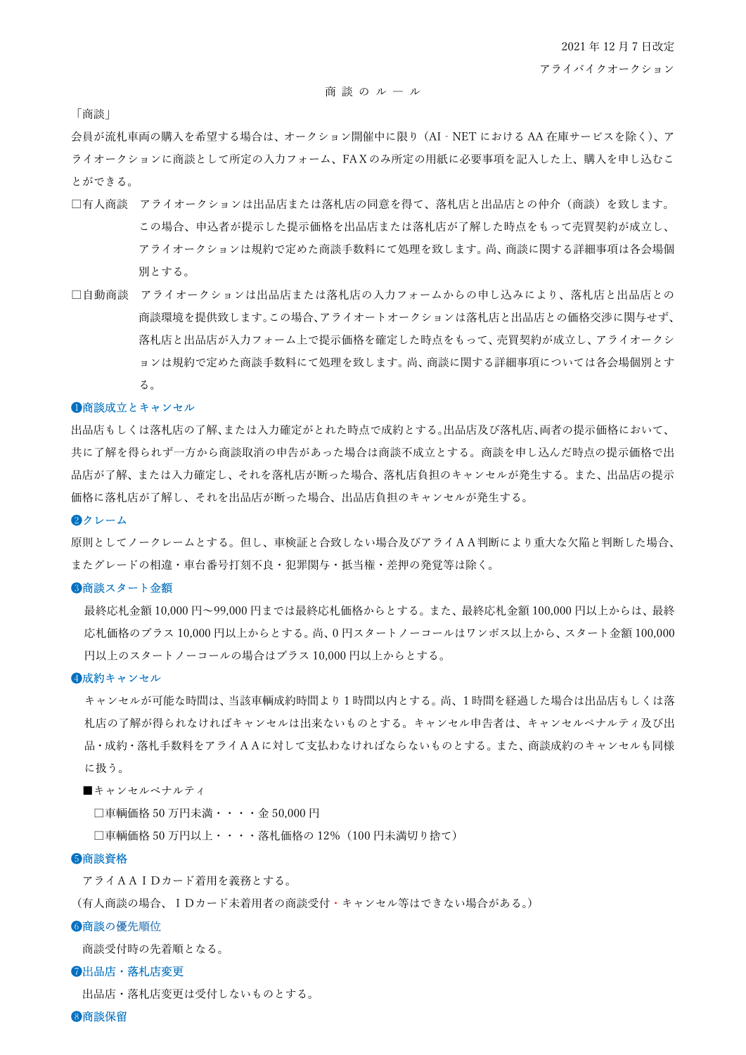2021 年 12 月 7 日改定

アライバイクオークション

# 商 談 の ル ー ル

「商談」

会員が流札車両の購入を希望する場合は、オークション開催中に限り（AI‐NET における AA 在庫サービスを除く）、アライオークションに商談として所定の入力フォーム、FAXのみ所定の用紙に必要事項を記入した上、購入を申し込むことができる。

□有人商談　アライオークションは出品店または落札店の同意を得て、落札店と出品店との仲介（商談）を致します。この場合、申込者が提示した提示価格を出品店または落札店が了解した時点をもって売買契約が成立し、アライオークションは規約で定めた商談手数料にて処理を致します。尚、商談に関する詳細事項は各会場個別とする。

□自動商談　アライオークションは出品店または落札店の入力フォームからの申し込みにより、落札店と出品店との商談環境を提供致します。この場合、アライオートオークションは落札店と出品店との価格交渉に関与せず、落札店と出品店が入力フォーム上で提示価格を確定した時点をもって、売買契約が成立し、アライオークションは規約で定めた商談手数料にて処理を致します。尚、商談に関する詳細事項については各会場個別とする。

## ❶商談成立とキャンセル

出品店もしくは落札店の了解、または入力確定がとれた時点で成約とする。出品店及び落札店、両者の提示価格において、共に了解を得られず一方から商談取消の申告があった場合は商談不成立とする。商談を申し込んだ時点の提示価格で出品店が了解、または入力確定し、それを落札店が断った場合、落札店負担のキャンセルが発生する。また、出品店の提示価格に落札店が了解し、それを出品店が断った場合、出品店負担のキャンセルが発生する。

## ❷クレーム

原則としてノークレームとする。但し、車検証と合致しない場合及びアライＡＡ判断により重大な欠陥と判断した場合、またグレードの相違・車台番号打刻不良・犯罪関与・抵当権・差押の発覚等は除く。

## ❸商談スタート金額

最終応札金額 10,000 円～99,000 円までは最終応札価格からとする。また、最終応札金額 100,000 円以上からは、最終応札価格のプラス 10,000 円以上からとする。尚、0 円スタートノーコールはワンポス以上から、スタート金額 100,000 円以上のスタートノーコールの場合はプラス 10,000 円以上からとする。

## ❹成約キャンセル

キャンセルが可能な時間は、当該車輌成約時間より 1 時間以内とする。尚、1 時間を経過した場合は出品店もしくは落札店の了解が得られなければキャンセルは出来ないものとする。キャンセル申告者は、キャンセルペナルティ及び出品・成約・落札手数料をアライＡＡに対して支払わなければならないものとする。また、商談成約のキャンセルも同様に扱う。

■キャンセルペナルティ

□車輌価格 50 万円未満・・・・金 50,000 円

□車輌価格 50 万円以上・・・・落札価格の 12%（100 円未満切り捨て）

## ❺商談資格

アライＡＡＩＤカード着用を義務とする。

（有人商談の場合、ＩＤカード未着用者の商談受付・キャンセル等はできない場合がある。）

## ❻商談の優先順位

商談受付時の先着順となる。

## ❼出品店・落札店変更

出品店・落札店変更は受付しないものとする。

## ❽商談保留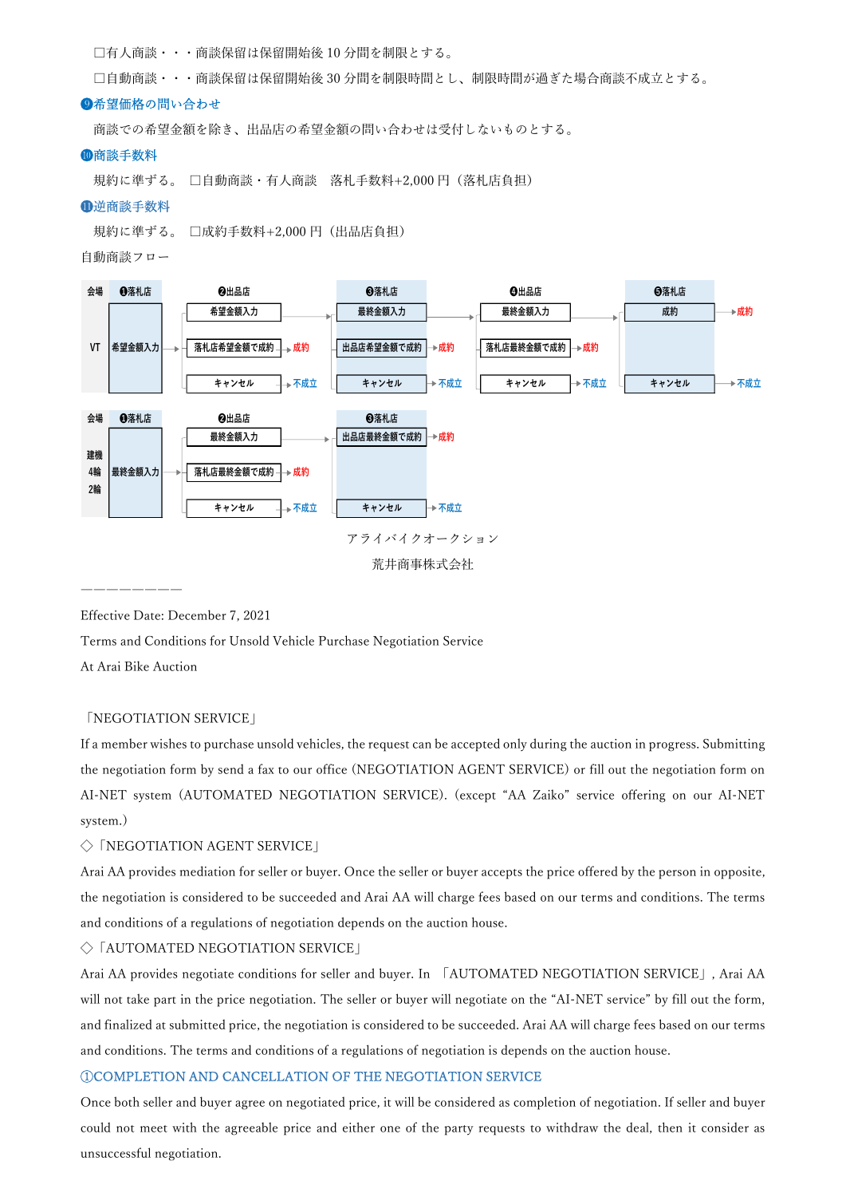□有人商談・・・商談保留は保留開始後 10 分間を制限とする。

□自動商談・・・商談保留は保留開始後 30 分間を制限時間とし、制限時間が過ぎた場合商談不成立とする。

**❾希望価格の問い合わせ**

商談での希望金額を除き、出品店の希望金額の問い合わせは受付しないものとする。

**❿商談手数料**

規約に準ずる。　□自動商談・有人商談　落札手数料+2,000 円（落札店負担）

**⓫逆商談手数料**

規約に準ずる。　□成約手数料+2,000 円（出品店負担）

自動商談フロー

| 会場 | ❶落札店 | ❷出品店 | ❸落札店 | ❹出品店 | ❺落札店 |
|---|---|---|---|---|---|
| VT | 希望金額入力 | 希望金額入力 | 最終金額入力 | 最終金額入力 | 成約 → 成約 |
| | | 落札店希望金額で成約 → 成約 | 出品店希望金額で成約 → 成約 | 落札店最終金額で成約 → 成約 | |
| | | キャンセル → 不成立 | キャンセル → 不成立 | キャンセル → 不成立 | キャンセル → 不成立 |

| 会場 | ❶落札店 | ❷出品店 | ❸落札店 |
|---|---|---|---|
| 建機<br>4輪<br>2輪 | 最終金額入力 | 最終金額入力 | 出品店最終金額で成約 → 成約 |
| | | 落札店最終金額で成約 → 成約 | |
| | | キャンセル → 不成立 | キャンセル → 不成立 |

アライバイクオークション

荒井商事株式会社

————————

Effective Date: December 7, 2021

Terms and Conditions for Unsold Vehicle Purchase Negotiation Service

At Arai Bike Auction

「NEGOTIATION SERVICE」

If a member wishes to purchase unsold vehicles, the request can be accepted only during the auction in progress. Submitting the negotiation form by send a fax to our office (NEGOTIATION AGENT SERVICE) or fill out the negotiation form on AI-NET system (AUTOMATED NEGOTIATION SERVICE). (except "AA Zaiko" service offering on our AI-NET system.)

◇「NEGOTIATION AGENT SERVICE」

Arai AA provides mediation for seller or buyer. Once the seller or buyer accepts the price offered by the person in opposite, the negotiation is considered to be succeeded and Arai AA will charge fees based on our terms and conditions. The terms and conditions of a regulations of negotiation depends on the auction house.

◇「AUTOMATED NEGOTIATION SERVICE」

Arai AA provides negotiate conditions for seller and buyer. In 「AUTOMATED NEGOTIATION SERVICE」, Arai AA will not take part in the price negotiation. The seller or buyer will negotiate on the "AI-NET service" by fill out the form, and finalized at submitted price, the negotiation is considered to be succeeded. Arai AA will charge fees based on our terms and conditions. The terms and conditions of a regulations of negotiation is depends on the auction house.

**①COMPLETION AND CANCELLATION OF THE NEGOTIATION SERVICE**

Once both seller and buyer agree on negotiated price, it will be considered as completion of negotiation. If seller and buyer could not meet with the agreeable price and either one of the party requests to withdraw the deal, then it consider as unsuccessful negotiation.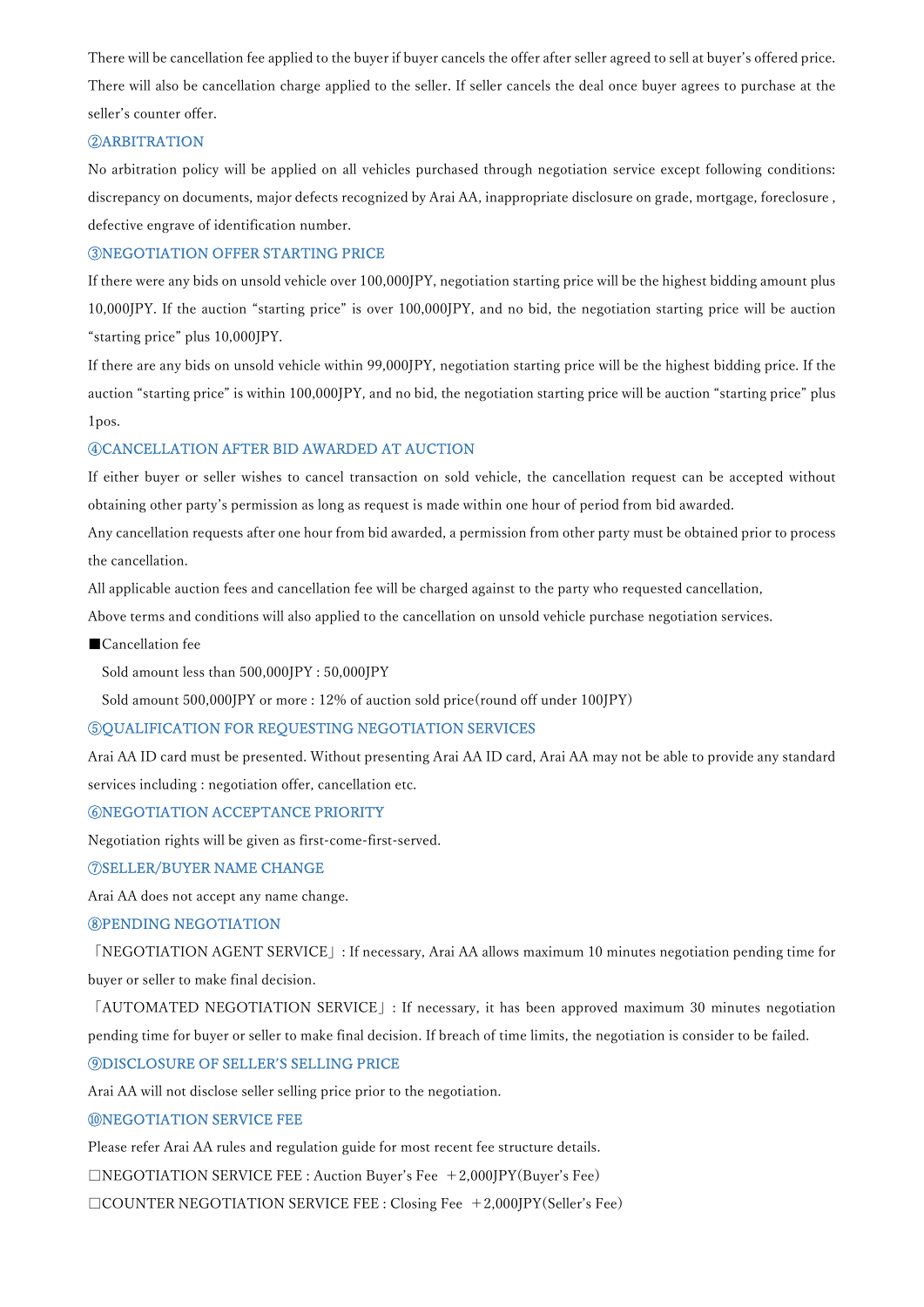There will be cancellation fee applied to the buyer if buyer cancels the offer after seller agreed to sell at buyer's offered price. There will also be cancellation charge applied to the seller. If seller cancels the deal once buyer agrees to purchase at the seller's counter offer.

### ②ARBITRATION

No arbitration policy will be applied on all vehicles purchased through negotiation service except following conditions: discrepancy on documents, major defects recognized by Arai AA, inappropriate disclosure on grade, mortgage, foreclosure , defective engrave of identification number.

### ③NEGOTIATION OFFER STARTING PRICE

If there were any bids on unsold vehicle over 100,000JPY, negotiation starting price will be the highest bidding amount plus 10,000JPY. If the auction "starting price" is over 100,000JPY, and no bid, the negotiation starting price will be auction "starting price" plus 10,000JPY.

If there are any bids on unsold vehicle within 99,000JPY, negotiation starting price will be the highest bidding price. If the auction "starting price" is within 100,000JPY, and no bid, the negotiation starting price will be auction "starting price" plus 1pos.

### ④CANCELLATION AFTER BID AWARDED AT AUCTION

If either buyer or seller wishes to cancel transaction on sold vehicle, the cancellation request can be accepted without obtaining other party's permission as long as request is made within one hour of period from bid awarded.

Any cancellation requests after one hour from bid awarded, a permission from other party must be obtained prior to process the cancellation.

All applicable auction fees and cancellation fee will be charged against to the party who requested cancellation,

Above terms and conditions will also applied to the cancellation on unsold vehicle purchase negotiation services.

■Cancellation fee

Sold amount less than 500,000JPY : 50,000JPY

Sold amount 500,000JPY or more : 12% of auction sold price(round off under 100JPY)

### ⑤QUALIFICATION FOR REQUESTING NEGOTIATION SERVICES

Arai AA ID card must be presented. Without presenting Arai AA ID card, Arai AA may not be able to provide any standard services including : negotiation offer, cancellation etc.

### ⑥NEGOTIATION ACCEPTANCE PRIORITY

Negotiation rights will be given as first-come-first-served.

### ⑦SELLER/BUYER NAME CHANGE

Arai AA does not accept any name change.

### ⑧PENDING NEGOTIATION

「NEGOTIATION AGENT SERVICE」: If necessary, Arai AA allows maximum 10 minutes negotiation pending time for buyer or seller to make final decision.

「AUTOMATED NEGOTIATION SERVICE」: If necessary, it has been approved maximum 30 minutes negotiation pending time for buyer or seller to make final decision. If breach of time limits, the negotiation is consider to be failed.

### ⑨DISCLOSURE OF SELLER'S SELLING PRICE

Arai AA will not disclose seller selling price prior to the negotiation.

### ⑩NEGOTIATION SERVICE FEE

Please refer Arai AA rules and regulation guide for most recent fee structure details.

□NEGOTIATION SERVICE FEE : Auction Buyer's Fee ＋2,000JPY(Buyer's Fee)

□COUNTER NEGOTIATION SERVICE FEE : Closing Fee ＋2,000JPY(Seller's Fee)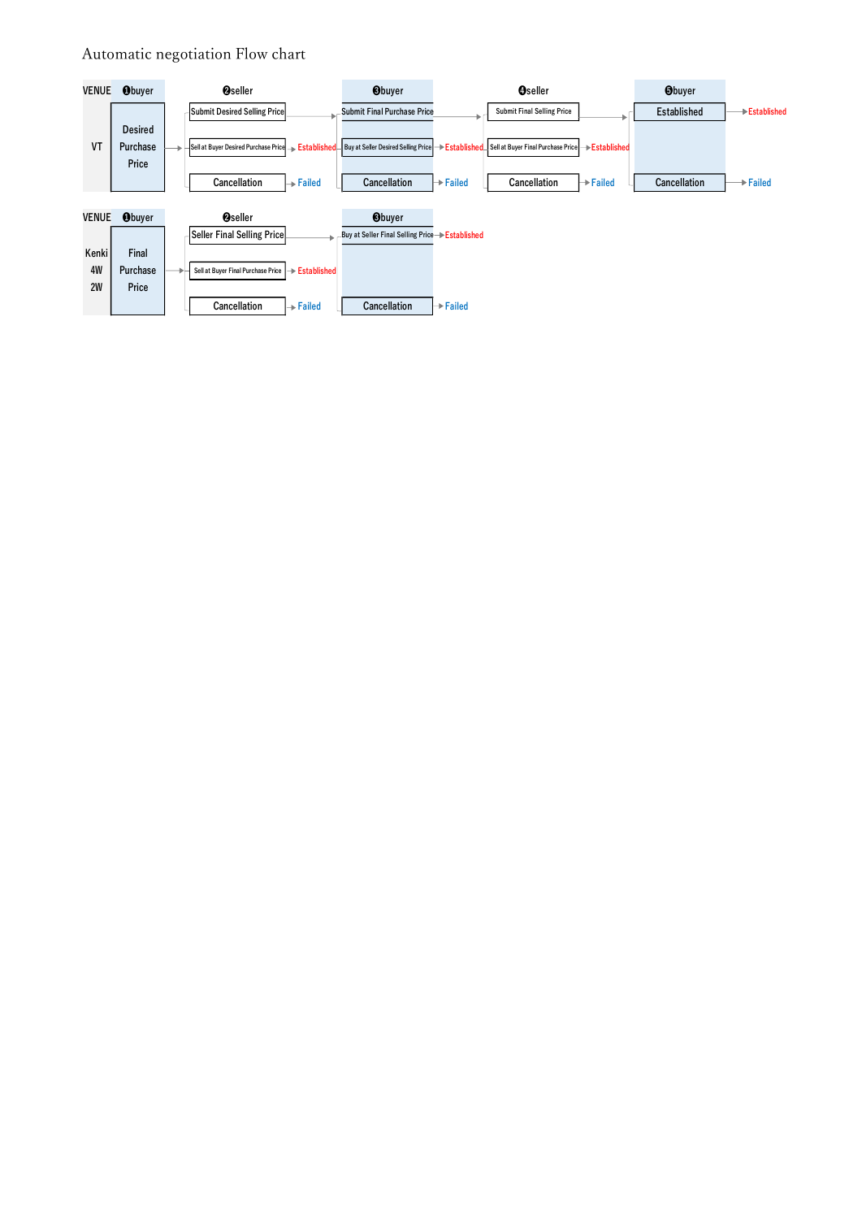# Automatic negotiation Flow chart

VENUE

VT

❶buyer

Desired Purchase Price

❷seller

Submit Desired Selling Price

Sell at Buyer Desired Purchase Price → Established

Cancellation → Failed

❸buyer

Submit Final Purchase Price

Buy at Seller Desired Selling Price → Established

Cancellation → Failed

❹seller

Submit Final Selling Price

Sell at Buyer Final Purchase Price → Established

Cancellation → Failed

❺buyer

Established → Established

Cancellation → Failed

VENUE

Kenki 4W 2W

❶buyer

Final Purchase Price

❷seller

Seller Final Selling Price

Sell at Buyer Final Purchase Price → Established

Cancellation → Failed

❸buyer

Buy at Seller Final Selling Price → Established

Cancellation → Failed